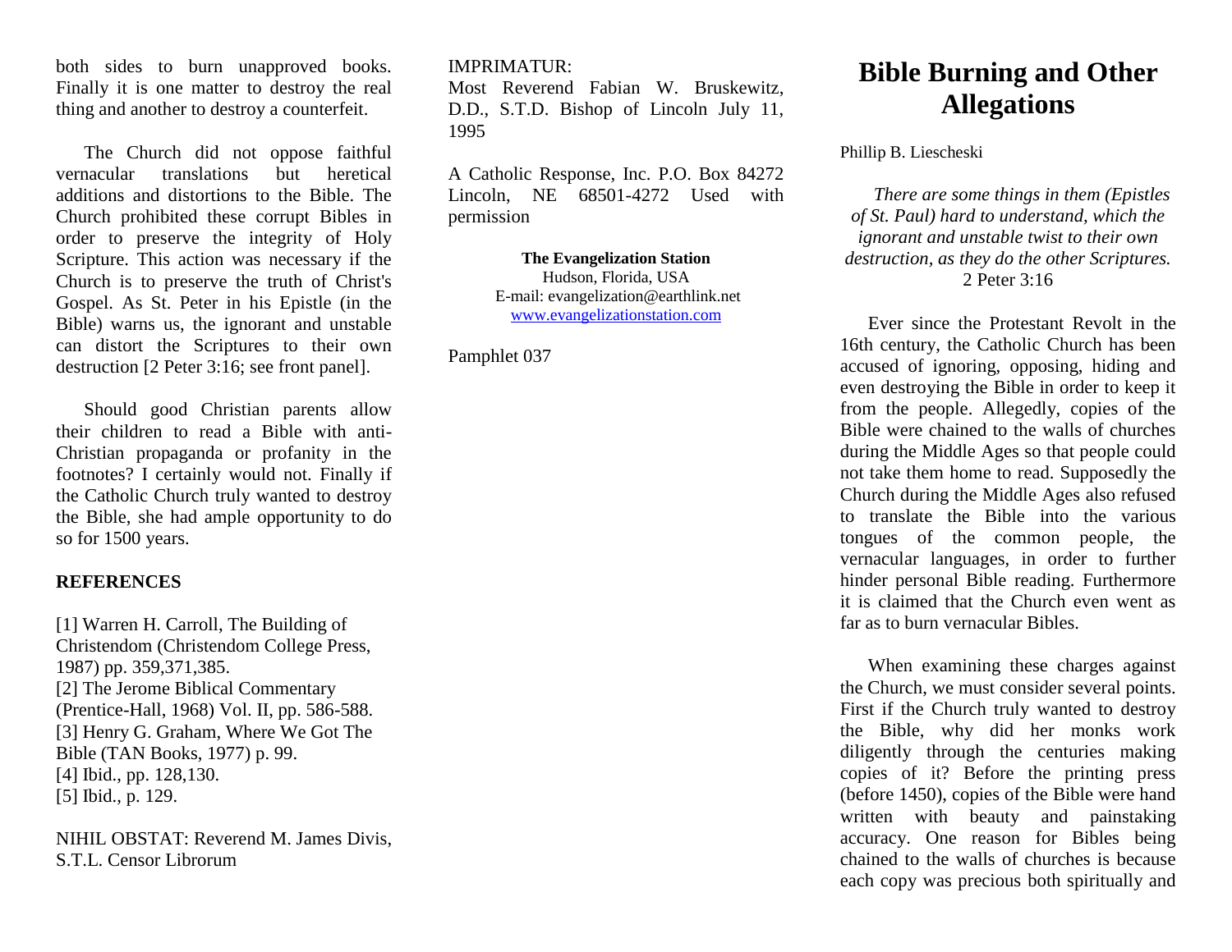both sides to burn unapproved books. Finally it is one matter to destroy the real thing and another to destroy a counterfeit.

The Church did not oppose faithful vernacular translations but heretical additions and distortions to the Bible. The Church prohibited these corrupt Bibles in order to preserve the integrity of Holy Scripture. This action was necessary if the Church is to preserve the truth of Christ's Gospel. As St. Peter in his Epistle (in the Bible) warns us, the ignorant and unstable can distort the Scriptures to their own destruction [2 Peter 3:16; see front panel].

Should good Christian parents allow their children to read a Bible with anti-Christian propaganda or profanity in the footnotes? I certainly would not. Finally if the Catholic Church truly wanted to destroy the Bible, she had ample opportunity to do so for 1500 years.

**REFERENCES**

[1] Warren H. Carroll, The Building of Christendom (Christendom College Press, 1987) pp. 359,371,385.
[2] The Jerome Biblical Commentary (Prentice-Hall, 1968) Vol. II, pp. 586-588.
[3] Henry G. Graham, Where We Got The Bible (TAN Books, 1977) p. 99.
[4] Ibid., pp. 128,130.
[5] Ibid., p. 129.

NIHIL OBSTAT: Reverend M. James Divis, S.T.L. Censor Librorum

IMPRIMATUR:
Most Reverend Fabian W. Bruskewitz, D.D., S.T.D. Bishop of Lincoln July 11, 1995

A Catholic Response, Inc. P.O. Box 84272 Lincoln, NE 68501-4272 Used with permission

**The Evangelization Station**
Hudson, Florida, USA
E-mail: evangelization@earthlink.net
www.evangelizationstation.com

Pamphlet 037

# Bible Burning and Other Allegations

Phillip B. Liescheski

*There are some things in them (Epistles of St. Paul) hard to understand, which the ignorant and unstable twist to their own destruction, as they do the other Scriptures.*
2 Peter 3:16

Ever since the Protestant Revolt in the 16th century, the Catholic Church has been accused of ignoring, opposing, hiding and even destroying the Bible in order to keep it from the people. Allegedly, copies of the Bible were chained to the walls of churches during the Middle Ages so that people could not take them home to read. Supposedly the Church during the Middle Ages also refused to translate the Bible into the various tongues of the common people, the vernacular languages, in order to further hinder personal Bible reading. Furthermore it is claimed that the Church even went as far as to burn vernacular Bibles.

When examining these charges against the Church, we must consider several points. First if the Church truly wanted to destroy the Bible, why did her monks work diligently through the centuries making copies of it? Before the printing press (before 1450), copies of the Bible were hand written with beauty and painstaking accuracy. One reason for Bibles being chained to the walls of churches is because each copy was precious both spiritually and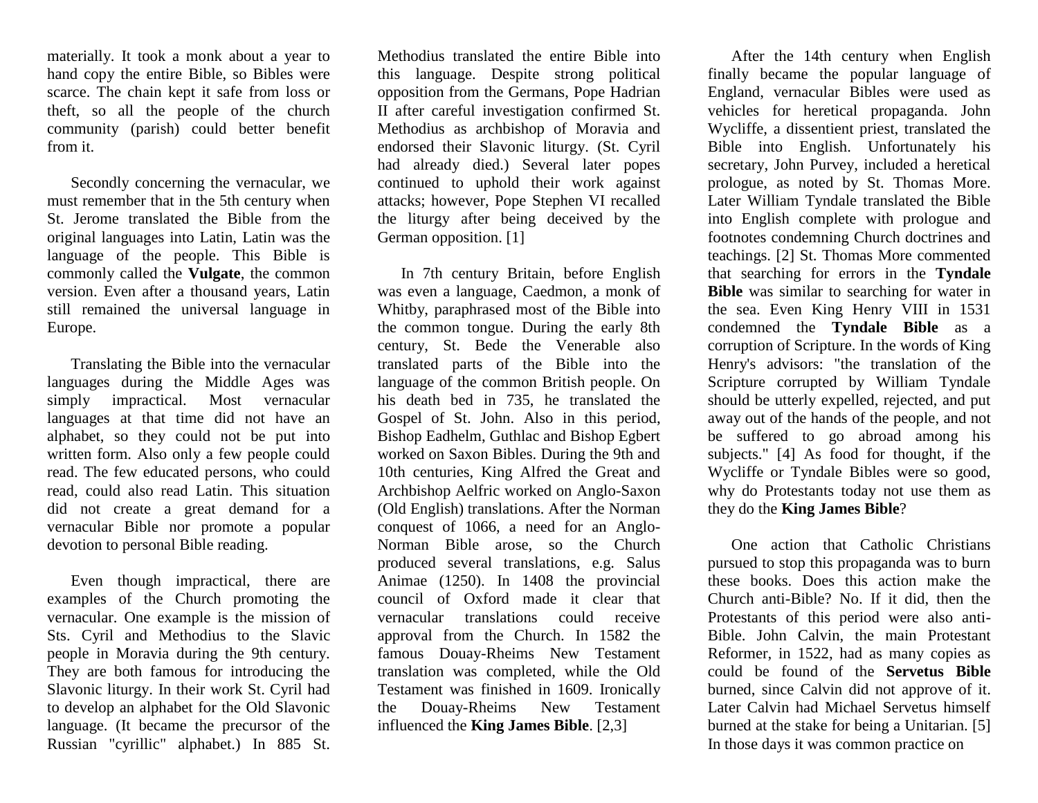materially. It took a monk about a year to hand copy the entire Bible, so Bibles were scarce. The chain kept it safe from loss or theft, so all the people of the church community (parish) could better benefit from it.

Secondly concerning the vernacular, we must remember that in the 5th century when St. Jerome translated the Bible from the original languages into Latin, Latin was the language of the people. This Bible is commonly called the **Vulgate**, the common version. Even after a thousand years, Latin still remained the universal language in Europe.

Translating the Bible into the vernacular languages during the Middle Ages was simply impractical. Most vernacular languages at that time did not have an alphabet, so they could not be put into written form. Also only a few people could read. The few educated persons, who could read, could also read Latin. This situation did not create a great demand for a vernacular Bible nor promote a popular devotion to personal Bible reading.

Even though impractical, there are examples of the Church promoting the vernacular. One example is the mission of Sts. Cyril and Methodius to the Slavic people in Moravia during the 9th century. They are both famous for introducing the Slavonic liturgy. In their work St. Cyril had to develop an alphabet for the Old Slavonic language. (It became the precursor of the Russian "cyrillic" alphabet.) In 885 St. Methodius translated the entire Bible into this language. Despite strong political opposition from the Germans, Pope Hadrian II after careful investigation confirmed St. Methodius as archbishop of Moravia and endorsed their Slavonic liturgy. (St. Cyril had already died.) Several later popes continued to uphold their work against attacks; however, Pope Stephen VI recalled the liturgy after being deceived by the German opposition. [1]

In 7th century Britain, before English was even a language, Caedmon, a monk of Whitby, paraphrased most of the Bible into the common tongue. During the early 8th century, St. Bede the Venerable also translated parts of the Bible into the language of the common British people. On his death bed in 735, he translated the Gospel of St. John. Also in this period, Bishop Eadhelm, Guthlac and Bishop Egbert worked on Saxon Bibles. During the 9th and 10th centuries, King Alfred the Great and Archbishop Aelfric worked on Anglo-Saxon (Old English) translations. After the Norman conquest of 1066, a need for an Anglo-Norman Bible arose, so the Church produced several translations, e.g. Salus Animae (1250). In 1408 the provincial council of Oxford made it clear that vernacular translations could receive approval from the Church. In 1582 the famous Douay-Rheims New Testament translation was completed, while the Old Testament was finished in 1609. Ironically the Douay-Rheims New Testament influenced the **King James Bible**. [2,3]

After the 14th century when English finally became the popular language of England, vernacular Bibles were used as vehicles for heretical propaganda. John Wycliffe, a dissentient priest, translated the Bible into English. Unfortunately his secretary, John Purvey, included a heretical prologue, as noted by St. Thomas More. Later William Tyndale translated the Bible into English complete with prologue and footnotes condemning Church doctrines and teachings. [2] St. Thomas More commented that searching for errors in the **Tyndale Bible** was similar to searching for water in the sea. Even King Henry VIII in 1531 condemned the **Tyndale Bible** as a corruption of Scripture. In the words of King Henry's advisors: "the translation of the Scripture corrupted by William Tyndale should be utterly expelled, rejected, and put away out of the hands of the people, and not be suffered to go abroad among his subjects." [4] As food for thought, if the Wycliffe or Tyndale Bibles were so good, why do Protestants today not use them as they do the **King James Bible**?

One action that Catholic Christians pursued to stop this propaganda was to burn these books. Does this action make the Church anti-Bible? No. If it did, then the Protestants of this period were also anti-Bible. John Calvin, the main Protestant Reformer, in 1522, had as many copies as could be found of the **Servetus Bible** burned, since Calvin did not approve of it. Later Calvin had Michael Servetus himself burned at the stake for being a Unitarian. [5] In those days it was common practice on